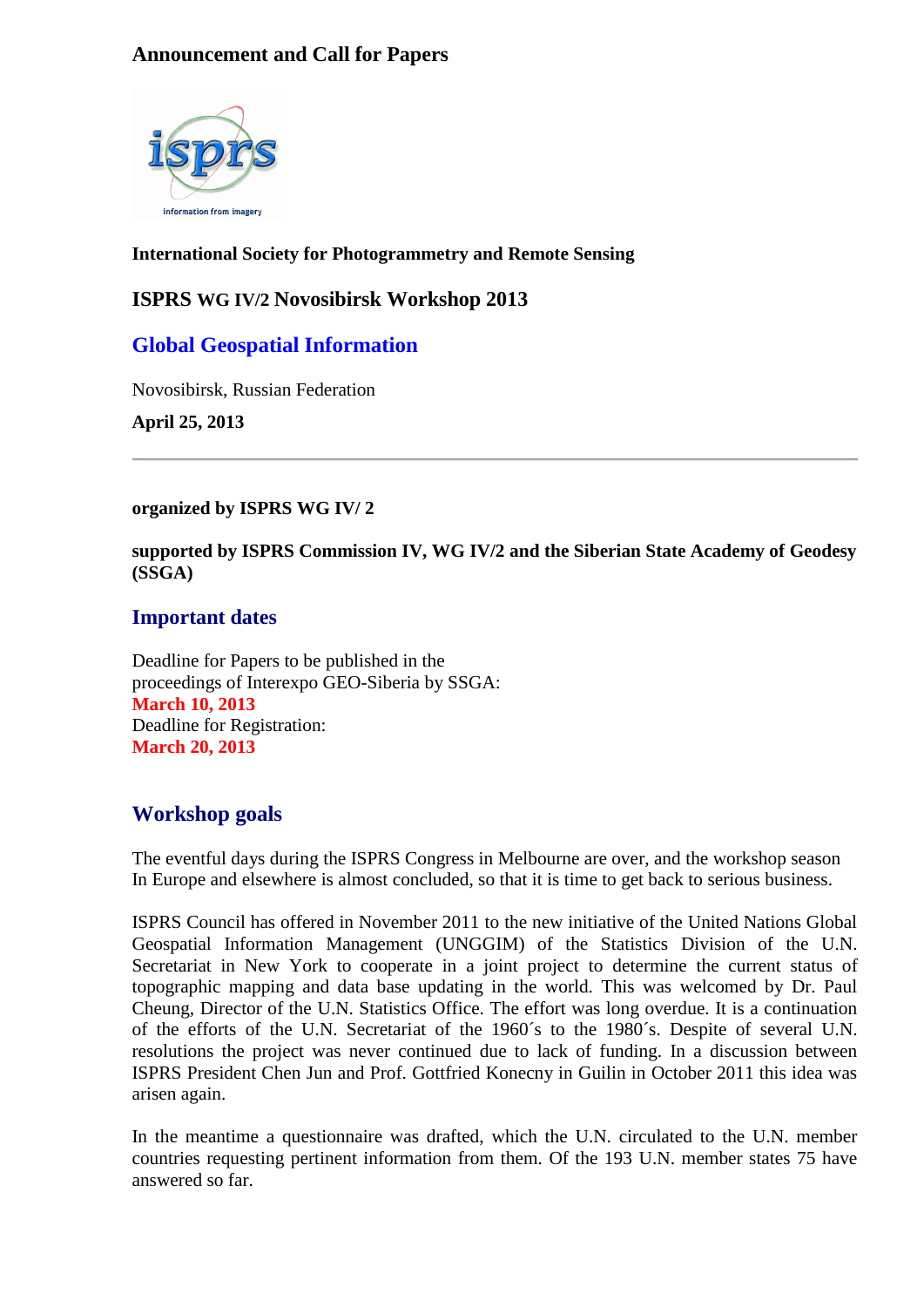## Announcement and Call for Papers

**International Society for Photogrammetry and Remote Sensing**

### ISPRS WG IV/2 Novosibirsk Workshop 2013

## Global Geospatial Information

Novosibirsk, Russian Federation

**April 25, 2013**

---

**organized by ISPRS WG IV/ 2**

**supported by ISPRS Commission IV, WG IV/2 and the Siberian State Academy of Geodesy (SSGA)**

## Important dates

Deadline for Papers to be published in the proceedings of Interexpo GEO-Siberia by SSGA:
**March 10, 2013**
Deadline for Registration:
**March 20, 2013**

## Workshop goals

The eventful days during the ISPRS Congress in Melbourne are over, and the workshop season In Europe and elsewhere is almost concluded, so that it is time to get back to serious business.

ISPRS Council has offered in November 2011 to the new initiative of the United Nations Global Geospatial Information Management (UNGGIM) of the Statistics Division of the U.N. Secretariat in New York to cooperate in a joint project to determine the current status of topographic mapping and data base updating in the world. This was welcomed by Dr. Paul Cheung, Director of the U.N. Statistics Office. The effort was long overdue. It is a continuation of the efforts of the U.N. Secretariat of the 1960´s to the 1980´s. Despite of several U.N. resolutions the project was never continued due to lack of funding. In a discussion between ISPRS President Chen Jun and Prof. Gottfried Konecny in Guilin in October 2011 this idea was arisen again.

In the meantime a questionnaire was drafted, which the U.N. circulated to the U.N. member countries requesting pertinent information from them. Of the 193 U.N. member states 75 have answered so far.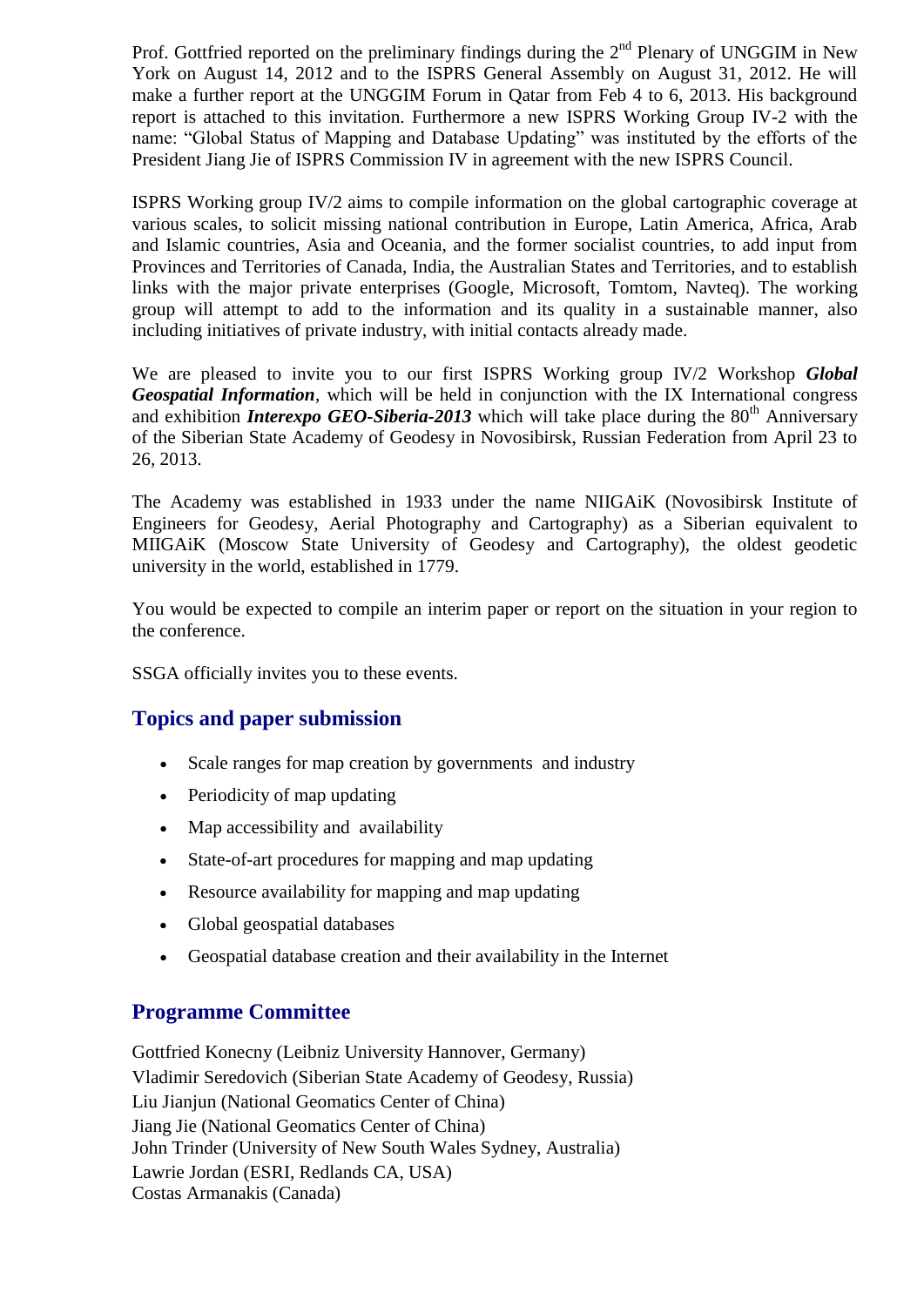Prof. Gottfried reported on the preliminary findings during the 2nd Plenary of UNGGIM in New York on August 14, 2012 and to the ISPRS General Assembly on August 31, 2012. He will make a further report at the UNGGIM Forum in Qatar from Feb 4 to 6, 2013. His background report is attached to this invitation. Furthermore a new ISPRS Working Group IV-2 with the name: "Global Status of Mapping and Database Updating" was instituted by the efforts of the President Jiang Jie of ISPRS Commission IV in agreement with the new ISPRS Council.

ISPRS Working group IV/2 aims to compile information on the global cartographic coverage at various scales, to solicit missing national contribution in Europe, Latin America, Africa, Arab and Islamic countries, Asia and Oceania, and the former socialist countries, to add input from Provinces and Territories of Canada, India, the Australian States and Territories, and to establish links with the major private enterprises (Google, Microsoft, Tomtom, Navteq). The working group will attempt to add to the information and its quality in a sustainable manner, also including initiatives of private industry, with initial contacts already made.

We are pleased to invite you to our first ISPRS Working group IV/2 Workshop ***Global Geospatial Information***, which will be held in conjunction with the IX International congress and exhibition ***Interexpo GEO-Siberia-2013*** which will take place during the 80th Anniversary of the Siberian State Academy of Geodesy in Novosibirsk, Russian Federation from April 23 to 26, 2013.

The Academy was established in 1933 under the name NIIGAiK (Novosibirsk Institute of Engineers for Geodesy, Aerial Photography and Cartography) as a Siberian equivalent to MIIGAiK (Moscow State University of Geodesy and Cartography), the oldest geodetic university in the world, established in 1779.

You would be expected to compile an interim paper or report on the situation in your region to the conference.

SSGA officially invites you to these events.

## Topics and paper submission

- Scale ranges for map creation by governments and industry
- Periodicity of map updating
- Map accessibility and availability
- State-of-art procedures for mapping and map updating
- Resource availability for mapping and map updating
- Global geospatial databases
- Geospatial database creation and their availability in the Internet

## Programme Committee

Gottfried Konecny (Leibniz University Hannover, Germany)
Vladimir Seredovich (Siberian State Academy of Geodesy, Russia)
Liu Jianjun (National Geomatics Center of China)
Jiang Jie (National Geomatics Center of China)
John Trinder (University of New South Wales Sydney, Australia)
Lawrie Jordan (ESRI, Redlands CA, USA)
Costas Armanakis (Canada)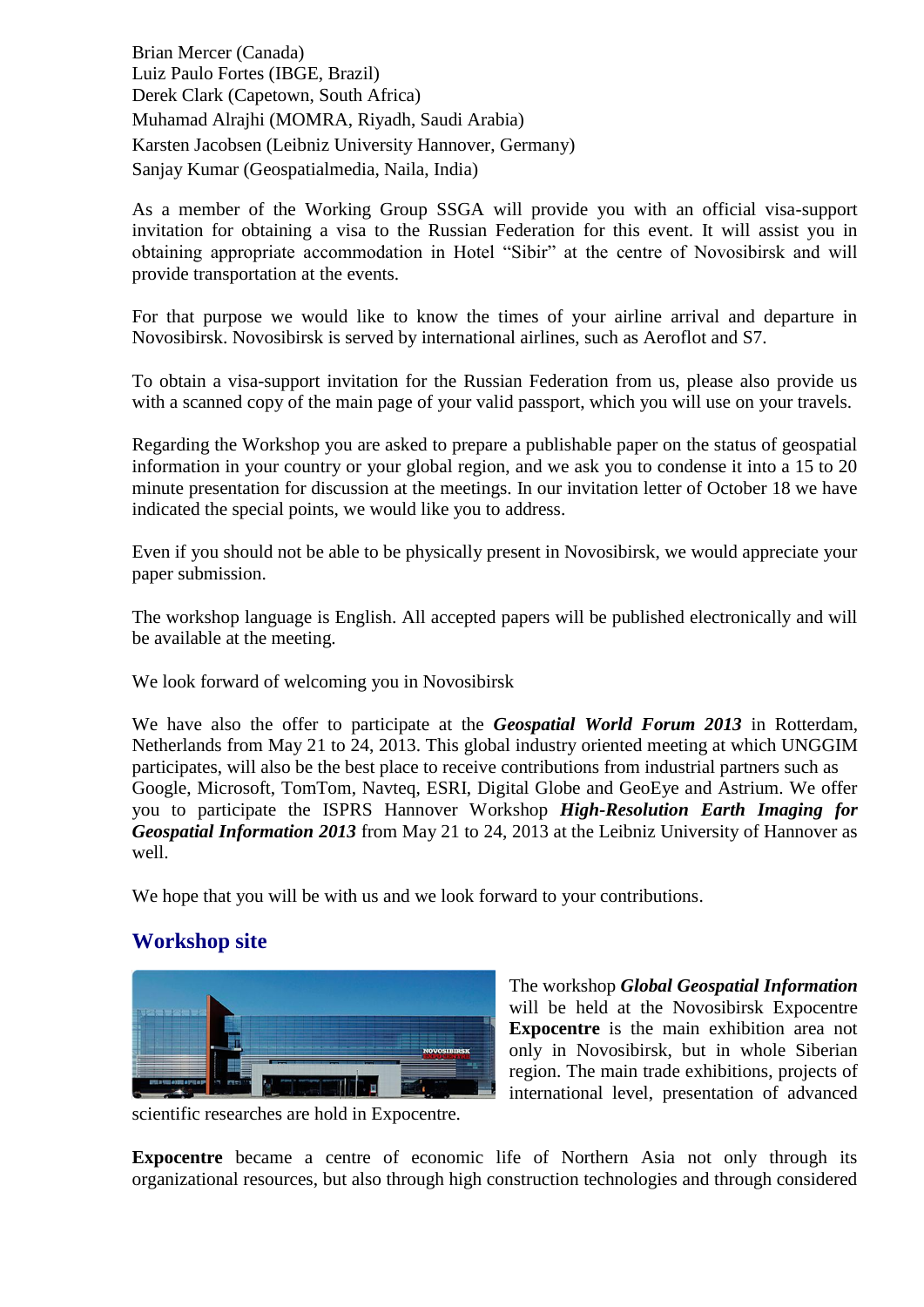Brian Mercer (Canada)
Luiz Paulo Fortes (IBGE, Brazil)
Derek Clark (Capetown, South Africa)
Muhamad Alrajhi (MOMRA, Riyadh, Saudi Arabia)
Karsten Jacobsen (Leibniz University Hannover, Germany)
Sanjay Kumar (Geospatialmedia, Naila, India)

As a member of the Working Group SSGA will provide you with an official visa-support invitation for obtaining a visa to the Russian Federation for this event. It will assist you in obtaining appropriate accommodation in Hotel "Sibir" at the centre of Novosibirsk and will provide transportation at the events.

For that purpose we would like to know the times of your airline arrival and departure in Novosibirsk. Novosibirsk is served by international airlines, such as Aeroflot and S7.

To obtain a visa-support invitation for the Russian Federation from us, please also provide us with a scanned copy of the main page of your valid passport, which you will use on your travels.

Regarding the Workshop you are asked to prepare a publishable paper on the status of geospatial information in your country or your global region, and we ask you to condense it into a 15 to 20 minute presentation for discussion at the meetings. In our invitation letter of October 18 we have indicated the special points, we would like you to address.

Even if you should not be able to be physically present in Novosibirsk, we would appreciate your paper submission.

The workshop language is English. All accepted papers will be published electronically and will be available at the meeting.

We look forward of welcoming you in Novosibirsk

We have also the offer to participate at the ***Geospatial World Forum 2013*** in Rotterdam, Netherlands from May 21 to 24, 2013. This global industry oriented meeting at which UNGGIM participates, will also be the best place to receive contributions from industrial partners such as Google, Microsoft, TomTom, Navteq, ESRI, Digital Globe and GeoEye and Astrium. We offer you to participate the ISPRS Hannover Workshop ***High-Resolution Earth Imaging for Geospatial Information 2013*** from May 21 to 24, 2013 at the Leibniz University of Hannover as well.

We hope that you will be with us and we look forward to your contributions.

## Workshop site

The workshop ***Global Geospatial Information*** will be held at the Novosibirsk Expocentre **Expocentre** is the main exhibition area not only in Novosibirsk, but in whole Siberian region. The main trade exhibitions, projects of international level, presentation of advanced scientific researches are hold in Expocentre.

**Expocentre** became a centre of economic life of Northern Asia not only through its organizational resources, but also through high construction technologies and through considered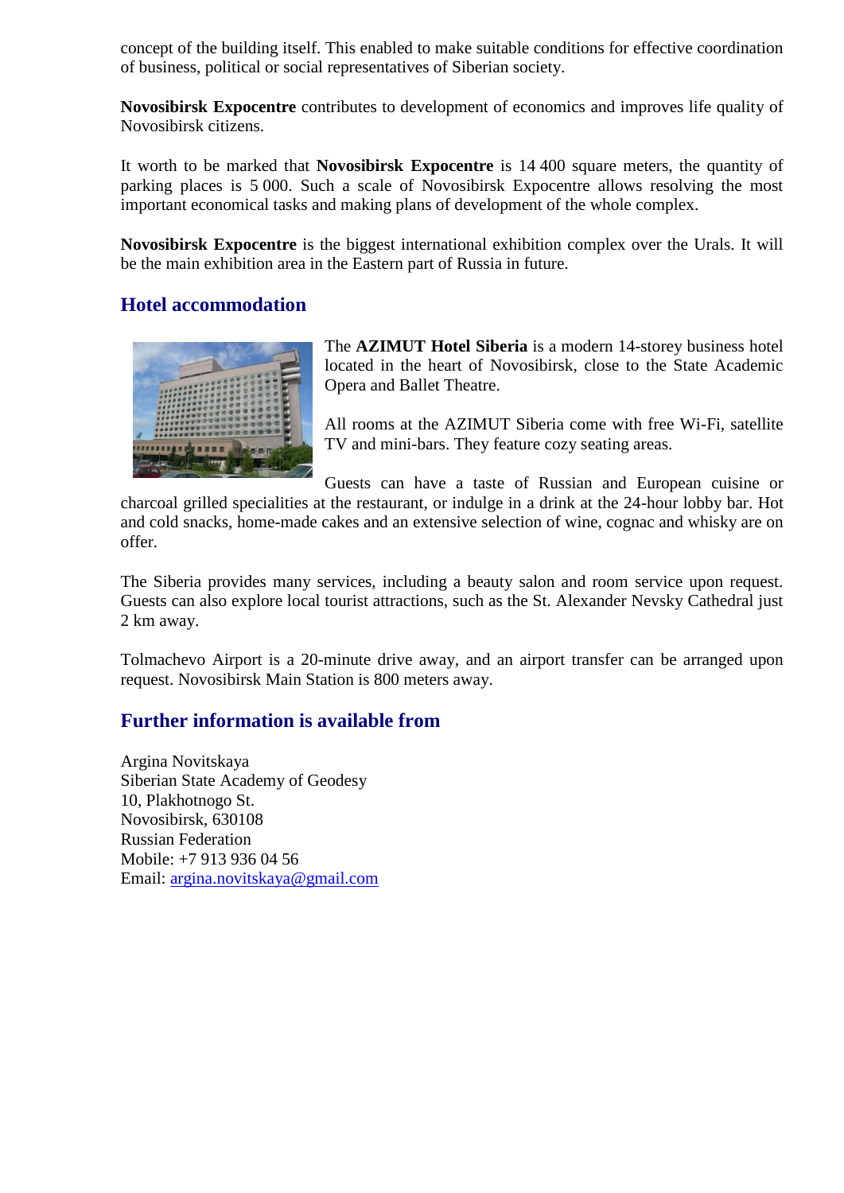concept of the building itself. This enabled to make suitable conditions for effective coordination of business, political or social representatives of Siberian society.

**Novosibirsk Expocentre** contributes to development of economics and improves life quality of Novosibirsk citizens.

It worth to be marked that **Novosibirsk Expocentre** is 14 400 square meters, the quantity of parking places is 5 000. Such a scale of Novosibirsk Expocentre allows resolving the most important economical tasks and making plans of development of the whole complex.

**Novosibirsk Expocentre** is the biggest international exhibition complex over the Urals. It will be the main exhibition area in the Eastern part of Russia in future.

## Hotel accommodation

The **AZIMUT Hotel Siberia** is a modern 14-storey business hotel located in the heart of Novosibirsk, close to the State Academic Opera and Ballet Theatre.

All rooms at the AZIMUT Siberia come with free Wi-Fi, satellite TV and mini-bars. They feature cozy seating areas.

Guests can have a taste of Russian and European cuisine or charcoal grilled specialities at the restaurant, or indulge in a drink at the 24-hour lobby bar. Hot and cold snacks, home-made cakes and an extensive selection of wine, cognac and whisky are on offer.

The Siberia provides many services, including a beauty salon and room service upon request. Guests can also explore local tourist attractions, such as the St. Alexander Nevsky Cathedral just 2 km away.

Tolmachevo Airport is a 20-minute drive away, and an airport transfer can be arranged upon request. Novosibirsk Main Station is 800 meters away.

## Further information is available from

Argina Novitskaya
Siberian State Academy of Geodesy
10, Plakhotnogo St.
Novosibirsk, 630108
Russian Federation
Mobile: +7 913 936 04 56
Email: argina.novitskaya@gmail.com